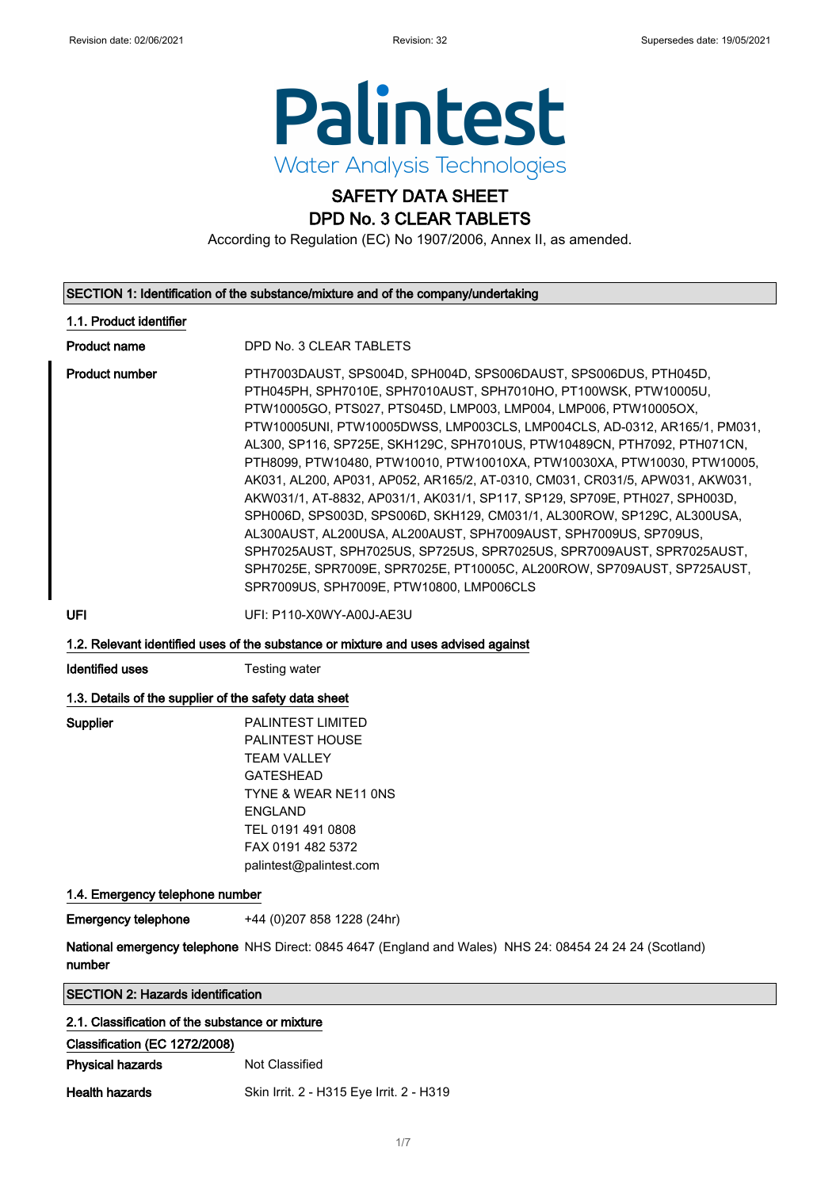Revision date: 02/06/2021 Revision: 32 Supersedes date: 19/05/2021

Palintest
Water Analysis Technologies

# SAFETY DATA SHEET
# DPD No. 3 CLEAR TABLETS

According to Regulation (EC) No 1907/2006, Annex II, as amended.

## SECTION 1: Identification of the substance/mixture and of the company/undertaking

### 1.1. Product identifier

**Product name** DPD No. 3 CLEAR TABLETS

**Product number** PTH7003DAUST, SPS004D, SPH004D, SPS006DAUST, SPS006DUS, PTH045D, PTH045PH, SPH7010E, SPH7010AUST, SPH7010HO, PT100WSK, PTW10005U, PTW10005GO, PTS027, PTS045D, LMP003, LMP004, LMP006, PTW10005OX, PTW10005UNI, PTW10005DWSS, LMP003CLS, LMP004CLS, AD-0312, AR165/1, PM031, AL300, SP116, SP725E, SKH129C, SPH7010US, PTW10489CN, PTH7092, PTH071CN, PTH8099, PTW10480, PTW10010, PTW10010XA, PTW10030XA, PTW10030, PTW10005, AK031, AL200, AP031, AP052, AR165/2, AT-0310, CM031, CR031/5, APW031, AKW031, AKW031/1, AT-8832, AP031/1, AK031/1, SP117, SP129, SP709E, PTH027, SPH003D, SPH006D, SPS003D, SPS006D, SKH129, CM031/1, AL300ROW, SP129C, AL300USA, AL300AUST, AL200USA, AL200AUST, SPH7009AUST, SPH7009US, SP709US, SPH7025AUST, SPH7025US, SP725US, SPR7025US, SPR7009AUST, SPR7025AUST, SPH7025E, SPR7009E, SPR7025E, PT10005C, AL200ROW, SP709AUST, SP725AUST, SPR7009US, SPH7009E, PTW10800, LMP006CLS

**UFI** UFI: P110-X0WY-A00J-AE3U

### 1.2. Relevant identified uses of the substance or mixture and uses advised against

**Identified uses** Testing water

### 1.3. Details of the supplier of the safety data sheet

**Supplier**
PALINTEST LIMITED
PALINTEST HOUSE
TEAM VALLEY
GATESHEAD
TYNE & WEAR NE11 0NS
ENGLAND
TEL 0191 491 0808
FAX 0191 482 5372
palintest@palintest.com

### 1.4. Emergency telephone number

**Emergency telephone** +44 (0)207 858 1228 (24hr)

**National emergency telephone number** NHS Direct: 0845 4647 (England and Wales) NHS 24: 08454 24 24 24 (Scotland)

## SECTION 2: Hazards identification

### 2.1. Classification of the substance or mixture

**Classification (EC 1272/2008)**

**Physical hazards** Not Classified

**Health hazards** Skin Irrit. 2 - H315 Eye Irrit. 2 - H319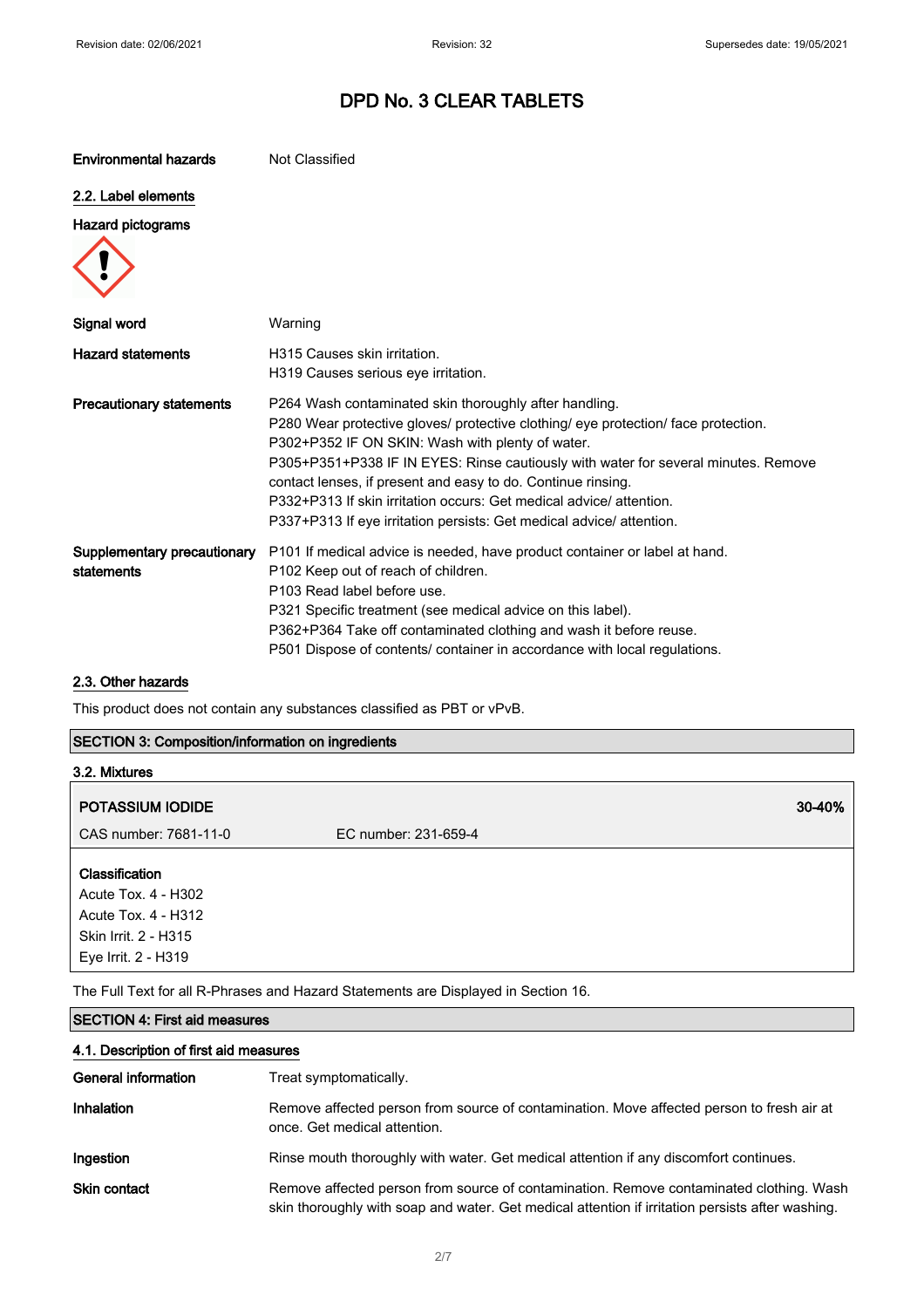| | |
|---|---|
| **Environmental hazards** | Not Classified |

## 2.2. Label elements

**Hazard pictograms**

| | |
|---|---|
| **Signal word** | Warning |
| **Hazard statements** | H315 Causes skin irritation.<br>H319 Causes serious eye irritation. |
| **Precautionary statements** | P264 Wash contaminated skin thoroughly after handling.<br>P280 Wear protective gloves/ protective clothing/ eye protection/ face protection.<br>P302+P352 IF ON SKIN: Wash with plenty of water.<br>P305+P351+P338 IF IN EYES: Rinse cautiously with water for several minutes. Remove contact lenses, if present and easy to do. Continue rinsing.<br>P332+P313 If skin irritation occurs: Get medical advice/ attention.<br>P337+P313 If eye irritation persists: Get medical advice/ attention. |
| **Supplementary precautionary statements** | P101 If medical advice is needed, have product container or label at hand.<br>P102 Keep out of reach of children.<br>P103 Read label before use.<br>P321 Specific treatment (see medical advice on this label).<br>P362+P364 Take off contaminated clothing and wash it before reuse.<br>P501 Dispose of contents/ container in accordance with local regulations. |

## 2.3. Other hazards

This product does not contain any substances classified as PBT or vPvB.

## SECTION 3: Composition/information on ingredients

### 3.2. Mixtures

| POTASSIUM IODIDE | | 30-40% |
|---|---|---|
| CAS number: 7681-11-0 | EC number: 231-659-4 | |

**Classification**
Acute Tox. 4 - H302
Acute Tox. 4 - H312
Skin Irrit. 2 - H315
Eye Irrit. 2 - H319

The Full Text for all R-Phrases and Hazard Statements are Displayed in Section 16.

## SECTION 4: First aid measures

### 4.1. Description of first aid measures

| | |
|---|---|
| **General information** | Treat symptomatically. |
| **Inhalation** | Remove affected person from source of contamination. Move affected person to fresh air at once. Get medical attention. |
| **Ingestion** | Rinse mouth thoroughly with water. Get medical attention if any discomfort continues. |
| **Skin contact** | Remove affected person from source of contamination. Remove contaminated clothing. Wash skin thoroughly with soap and water. Get medical attention if irritation persists after washing. |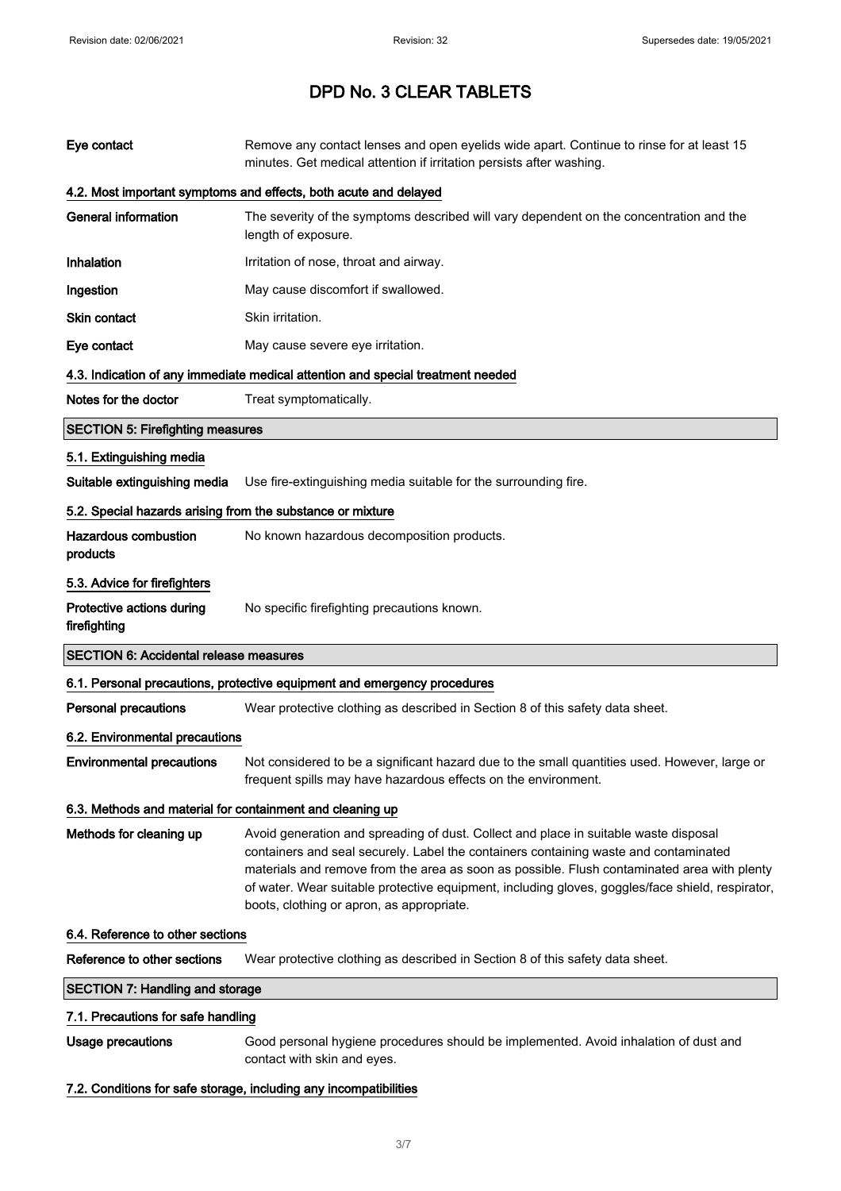# DPD No. 3 CLEAR TABLETS

| | |
|---|---|
| **Eye contact** | Remove any contact lenses and open eyelids wide apart. Continue to rinse for at least 15 minutes. Get medical attention if irritation persists after washing. |

### 4.2. Most important symptoms and effects, both acute and delayed

| | |
|---|---|
| **General information** | The severity of the symptoms described will vary dependent on the concentration and the length of exposure. |
| **Inhalation** | Irritation of nose, throat and airway. |
| **Ingestion** | May cause discomfort if swallowed. |
| **Skin contact** | Skin irritation. |
| **Eye contact** | May cause severe eye irritation. |

### 4.3. Indication of any immediate medical attention and special treatment needed

| | |
|---|---|
| **Notes for the doctor** | Treat symptomatically. |

## SECTION 5: Firefighting measures

### 5.1. Extinguishing media

| | |
|---|---|
| **Suitable extinguishing media** | Use fire-extinguishing media suitable for the surrounding fire. |

### 5.2. Special hazards arising from the substance or mixture

| | |
|---|---|
| **Hazardous combustion products** | No known hazardous decomposition products. |

### 5.3. Advice for firefighters

| | |
|---|---|
| **Protective actions during firefighting** | No specific firefighting precautions known. |

## SECTION 6: Accidental release measures

### 6.1. Personal precautions, protective equipment and emergency procedures

| | |
|---|---|
| **Personal precautions** | Wear protective clothing as described in Section 8 of this safety data sheet. |

### 6.2. Environmental precautions

| | |
|---|---|
| **Environmental precautions** | Not considered to be a significant hazard due to the small quantities used. However, large or frequent spills may have hazardous effects on the environment. |

### 6.3. Methods and material for containment and cleaning up

| | |
|---|---|
| **Methods for cleaning up** | Avoid generation and spreading of dust. Collect and place in suitable waste disposal containers and seal securely. Label the containers containing waste and contaminated materials and remove from the area as soon as possible. Flush contaminated area with plenty of water. Wear suitable protective equipment, including gloves, goggles/face shield, respirator, boots, clothing or apron, as appropriate. |

### 6.4. Reference to other sections

| | |
|---|---|
| **Reference to other sections** | Wear protective clothing as described in Section 8 of this safety data sheet. |

## SECTION 7: Handling and storage

### 7.1. Precautions for safe handling

| | |
|---|---|
| **Usage precautions** | Good personal hygiene procedures should be implemented. Avoid inhalation of dust and contact with skin and eyes. |

### 7.2. Conditions for safe storage, including any incompatibilities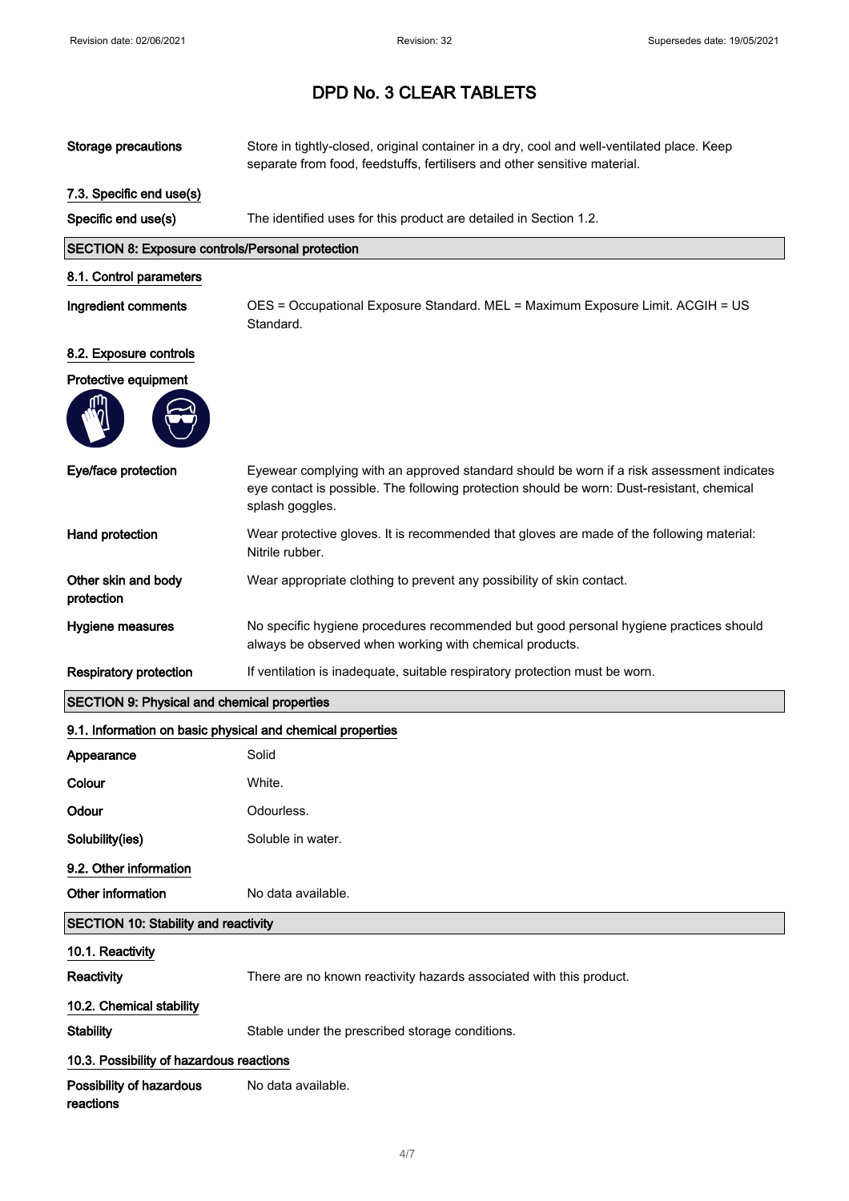# DPD No. 3 CLEAR TABLETS

| | |
|---|---|
| **Storage precautions** | Store in tightly-closed, original container in a dry, cool and well-ventilated place. Keep separate from food, feedstuffs, fertilisers and other sensitive material. |

### 7.3. Specific end use(s)

| | |
|---|---|
| **Specific end use(s)** | The identified uses for this product are detailed in Section 1.2. |

## SECTION 8: Exposure controls/Personal protection

### 8.1. Control parameters

| | |
|---|---|
| **Ingredient comments** | OES = Occupational Exposure Standard. MEL = Maximum Exposure Limit. ACGIH = US Standard. |

### 8.2. Exposure controls

**Protective equipment**

| | |
|---|---|
| **Eye/face protection** | Eyewear complying with an approved standard should be worn if a risk assessment indicates eye contact is possible. The following protection should be worn: Dust-resistant, chemical splash goggles. |
| **Hand protection** | Wear protective gloves. It is recommended that gloves are made of the following material: Nitrile rubber. |
| **Other skin and body protection** | Wear appropriate clothing to prevent any possibility of skin contact. |
| **Hygiene measures** | No specific hygiene procedures recommended but good personal hygiene practices should always be observed when working with chemical products. |
| **Respiratory protection** | If ventilation is inadequate, suitable respiratory protection must be worn. |

## SECTION 9: Physical and chemical properties

### 9.1. Information on basic physical and chemical properties

| | |
|---|---|
| **Appearance** | Solid |
| **Colour** | White. |
| **Odour** | Odourless. |
| **Solubility(ies)** | Soluble in water. |

### 9.2. Other information

| | |
|---|---|
| **Other information** | No data available. |

## SECTION 10: Stability and reactivity

### 10.1. Reactivity

| | |
|---|---|
| **Reactivity** | There are no known reactivity hazards associated with this product. |

### 10.2. Chemical stability

| | |
|---|---|
| **Stability** | Stable under the prescribed storage conditions. |

### 10.3. Possibility of hazardous reactions

| | |
|---|---|
| **Possibility of hazardous reactions** | No data available. |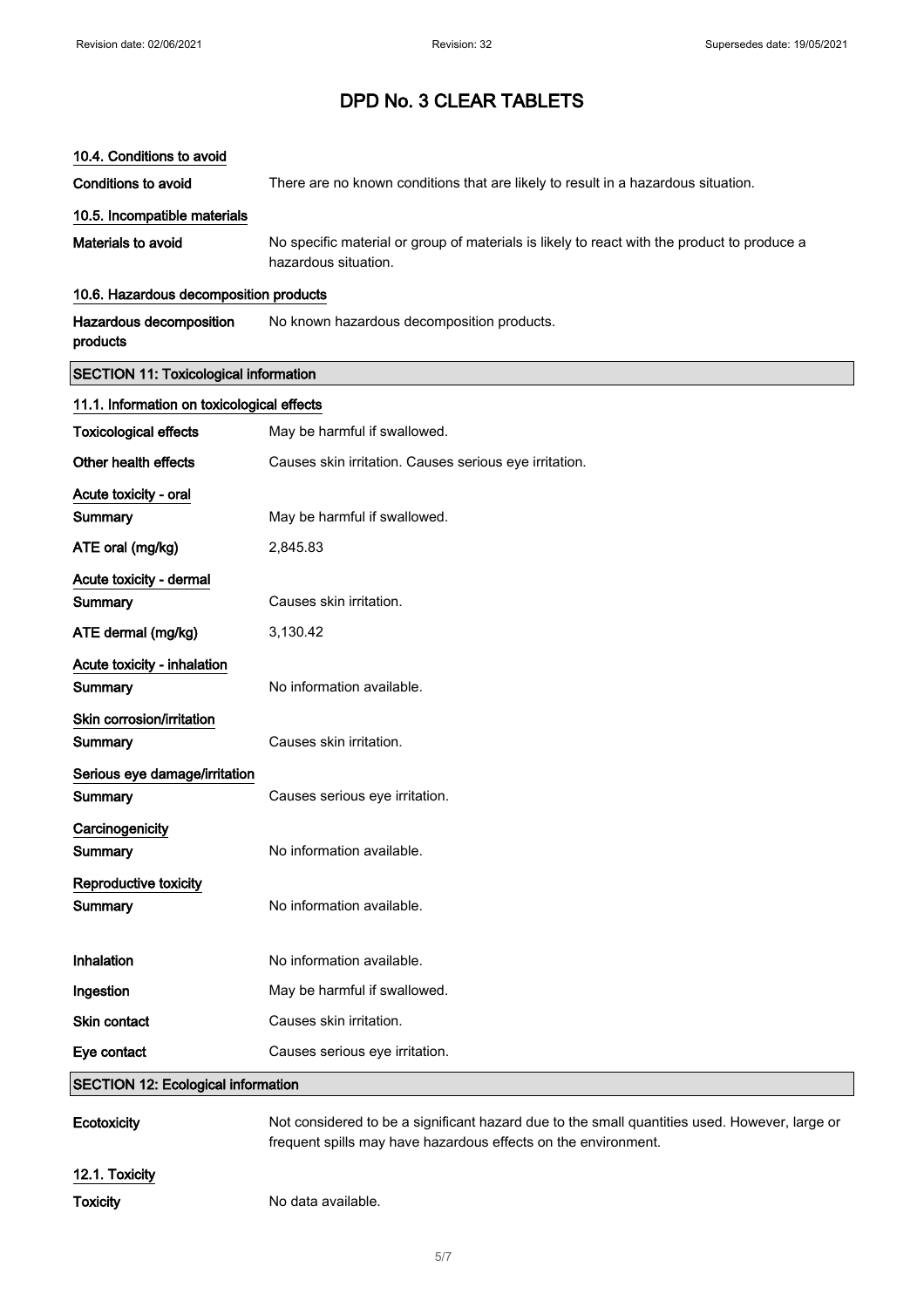### 10.4. Conditions to avoid

**Conditions to avoid** There are no known conditions that are likely to result in a hazardous situation.

### 10.5. Incompatible materials

**Materials to avoid** No specific material or group of materials is likely to react with the product to produce a hazardous situation.

### 10.6. Hazardous decomposition products

**Hazardous decomposition products** No known hazardous decomposition products.

## SECTION 11: Toxicological information

### 11.1. Information on toxicological effects

**Toxicological effects** May be harmful if swallowed.

**Other health effects** Causes skin irritation. Causes serious eye irritation.

**Acute toxicity - oral**

**Summary** May be harmful if swallowed.

**ATE oral (mg/kg)** 2,845.83

**Acute toxicity - dermal**

**Summary** Causes skin irritation.

**ATE dermal (mg/kg)** 3,130.42

**Acute toxicity - inhalation**

**Summary** No information available.

**Skin corrosion/irritation**

**Summary** Causes skin irritation.

**Serious eye damage/irritation**

**Summary** Causes serious eye irritation.

**Carcinogenicity**

**Summary** No information available.

**Reproductive toxicity**

**Summary** No information available.

**Inhalation** No information available.

**Ingestion** May be harmful if swallowed.

**Skin contact** Causes skin irritation.

**Eye contact** Causes serious eye irritation.

## SECTION 12: Ecological information

**Ecotoxicity** Not considered to be a significant hazard due to the small quantities used. However, large or frequent spills may have hazardous effects on the environment.

### 12.1. Toxicity

**Toxicity** No data available.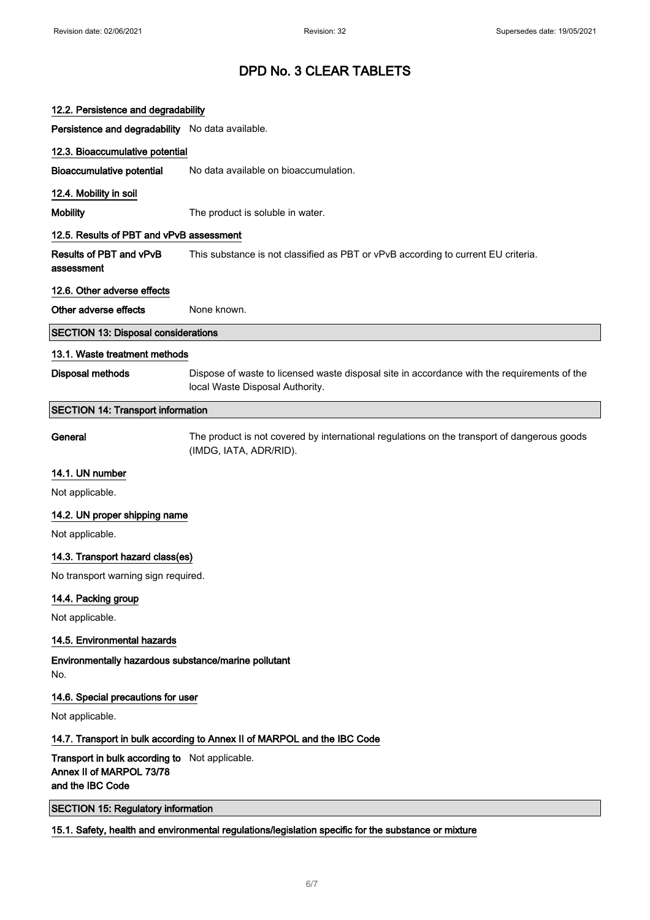# DPD No. 3 CLEAR TABLETS

### 12.2. Persistence and degradability

**Persistence and degradability** No data available.

### 12.3. Bioaccumulative potential

**Bioaccumulative potential** No data available on bioaccumulation.

### 12.4. Mobility in soil

**Mobility** The product is soluble in water.

### 12.5. Results of PBT and vPvB assessment

**Results of PBT and vPvB assessment** This substance is not classified as PBT or vPvB according to current EU criteria.

### 12.6. Other adverse effects

**Other adverse effects** None known.

## SECTION 13: Disposal considerations

### 13.1. Waste treatment methods

**Disposal methods** Dispose of waste to licensed waste disposal site in accordance with the requirements of the local Waste Disposal Authority.

## SECTION 14: Transport information

**General** The product is not covered by international regulations on the transport of dangerous goods (IMDG, IATA, ADR/RID).

### 14.1. UN number

Not applicable.

### 14.2. UN proper shipping name

Not applicable.

### 14.3. Transport hazard class(es)

No transport warning sign required.

### 14.4. Packing group

Not applicable.

### 14.5. Environmental hazards

**Environmentally hazardous substance/marine pollutant**

No.

### 14.6. Special precautions for user

Not applicable.

### 14.7. Transport in bulk according to Annex II of MARPOL and the IBC Code

**Transport in bulk according to Annex II of MARPOL 73/78 and the IBC Code** Not applicable.

## SECTION 15: Regulatory information

### 15.1. Safety, health and environmental regulations/legislation specific for the substance or mixture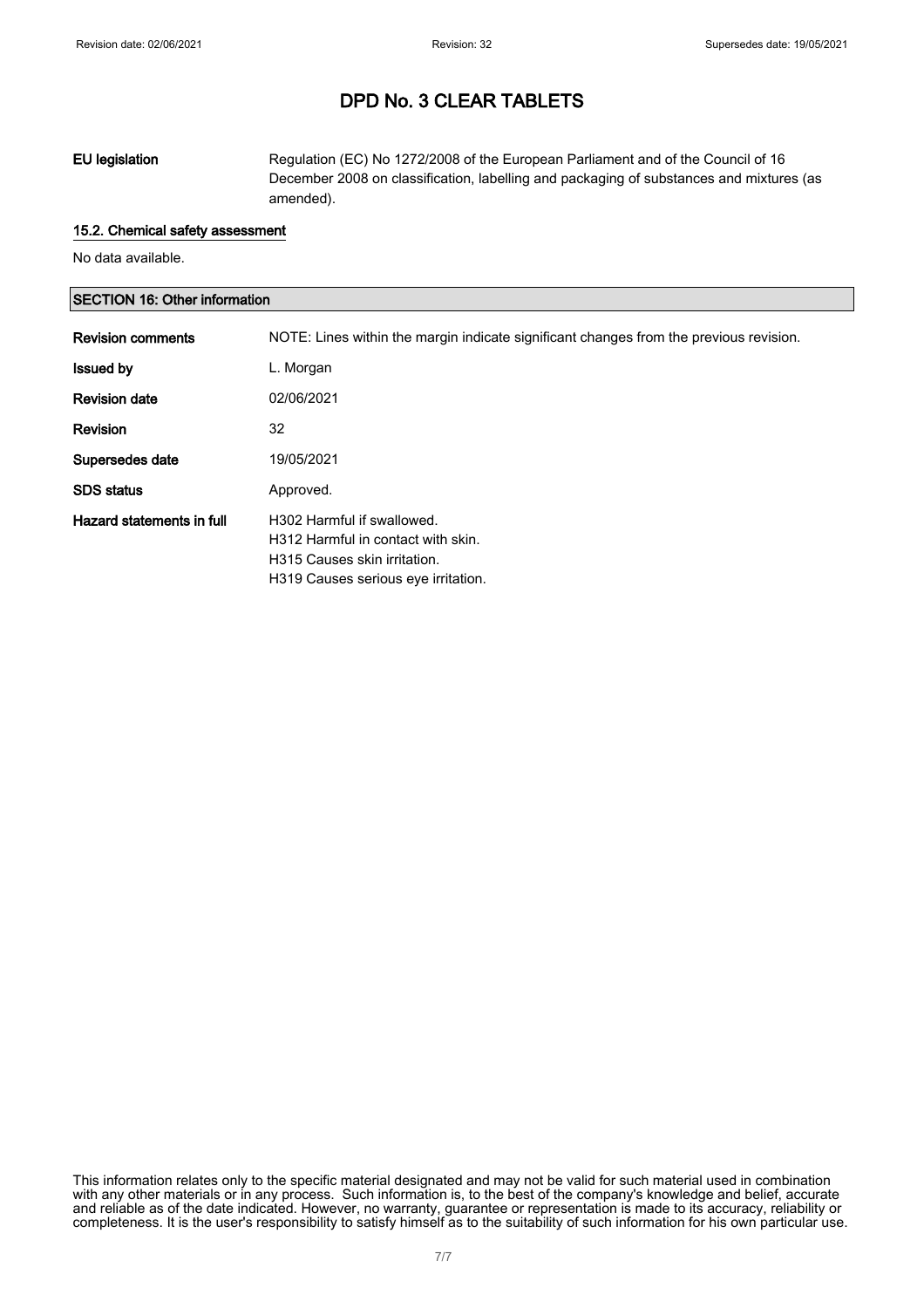# DPD No. 3 CLEAR TABLETS

**EU legislation** Regulation (EC) No 1272/2008 of the European Parliament and of the Council of 16 December 2008 on classification, labelling and packaging of substances and mixtures (as amended).

### 15.2. Chemical safety assessment

No data available.

## SECTION 16: Other information

| | |
|---|---|
| **Revision comments** | NOTE: Lines within the margin indicate significant changes from the previous revision. |
| **Issued by** | L. Morgan |
| **Revision date** | 02/06/2021 |
| **Revision** | 32 |
| **Supersedes date** | 19/05/2021 |
| **SDS status** | Approved. |
| **Hazard statements in full** | H302 Harmful if swallowed.<br>H312 Harmful in contact with skin.<br>H315 Causes skin irritation.<br>H319 Causes serious eye irritation. |

This information relates only to the specific material designated and may not be valid for such material used in combination with any other materials or in any process. Such information is, to the best of the company's knowledge and belief, accurate and reliable as of the date indicated. However, no warranty, guarantee or representation is made to its accuracy, reliability or completeness. It is the user's responsibility to satisfy himself as to the suitability of such information for his own particular use.